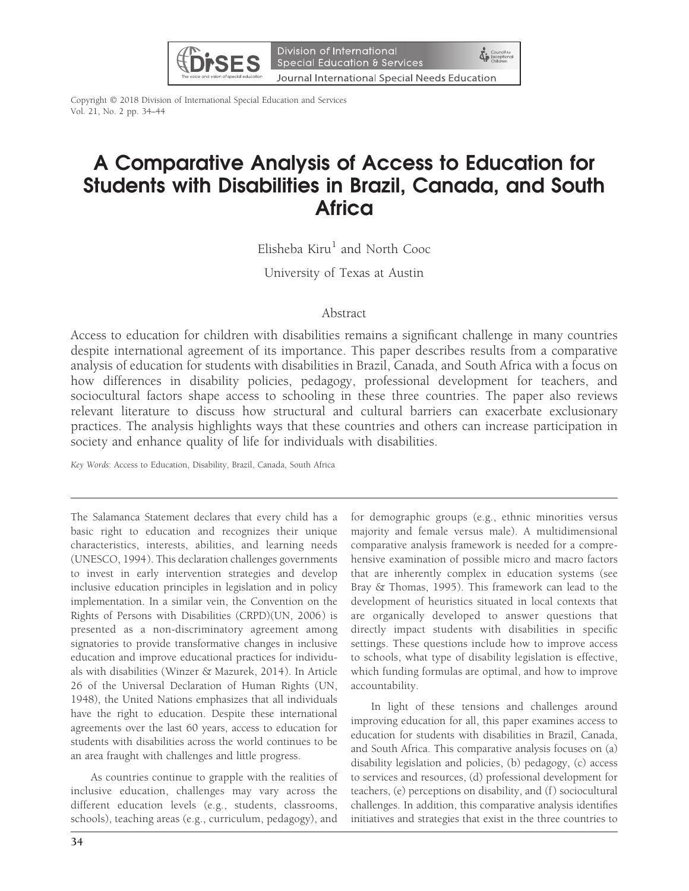Copyright © 2018 Division of International Special Education and Services
Vol. 21, No. 2 pp. 34–44

# A Comparative Analysis of Access to Education for Students with Disabilities in Brazil, Canada, and South Africa

Elisheba Kiru[1] and North Cooc

University of Texas at Austin

## Abstract

Access to education for children with disabilities remains a significant challenge in many countries despite international agreement of its importance. This paper describes results from a comparative analysis of education for students with disabilities in Brazil, Canada, and South Africa with a focus on how differences in disability policies, pedagogy, professional development for teachers, and sociocultural factors shape access to schooling in these three countries. The paper also reviews relevant literature to discuss how structural and cultural barriers can exacerbate exclusionary practices. The analysis highlights ways that these countries and others can increase participation in society and enhance quality of life for individuals with disabilities.

*Key Words*: Access to Education, Disability, Brazil, Canada, South Africa

---

The Salamanca Statement declares that every child has a basic right to education and recognizes their unique characteristics, interests, abilities, and learning needs (UNESCO, 1994). This declaration challenges governments to invest in early intervention strategies and develop inclusive education principles in legislation and in policy implementation. In a similar vein, the Convention on the Rights of Persons with Disabilities (CRPD)(UN, 2006) is presented as a non-discriminatory agreement among signatories to provide transformative changes in inclusive education and improve educational practices for individuals with disabilities (Winzer & Mazurek, 2014). In Article 26 of the Universal Declaration of Human Rights (UN, 1948), the United Nations emphasizes that all individuals have the right to education. Despite these international agreements over the last 60 years, access to education for students with disabilities across the world continues to be an area fraught with challenges and little progress.

As countries continue to grapple with the realities of inclusive education, challenges may vary across the different education levels (e.g., students, classrooms, schools), teaching areas (e.g., curriculum, pedagogy), and for demographic groups (e.g., ethnic minorities versus majority and female versus male). A multidimensional comparative analysis framework is needed for a comprehensive examination of possible micro and macro factors that are inherently complex in education systems (see Bray & Thomas, 1995). This framework can lead to the development of heuristics situated in local contexts that are organically developed to answer questions that directly impact students with disabilities in specific settings. These questions include how to improve access to schools, what type of disability legislation is effective, which funding formulas are optimal, and how to improve accountability.

In light of these tensions and challenges around improving education for all, this paper examines access to education for students with disabilities in Brazil, Canada, and South Africa. This comparative analysis focuses on (a) disability legislation and policies, (b) pedagogy, (c) access to services and resources, (d) professional development for teachers, (e) perceptions on disability, and (f) sociocultural challenges. In addition, this comparative analysis identifies initiatives and strategies that exist in the three countries to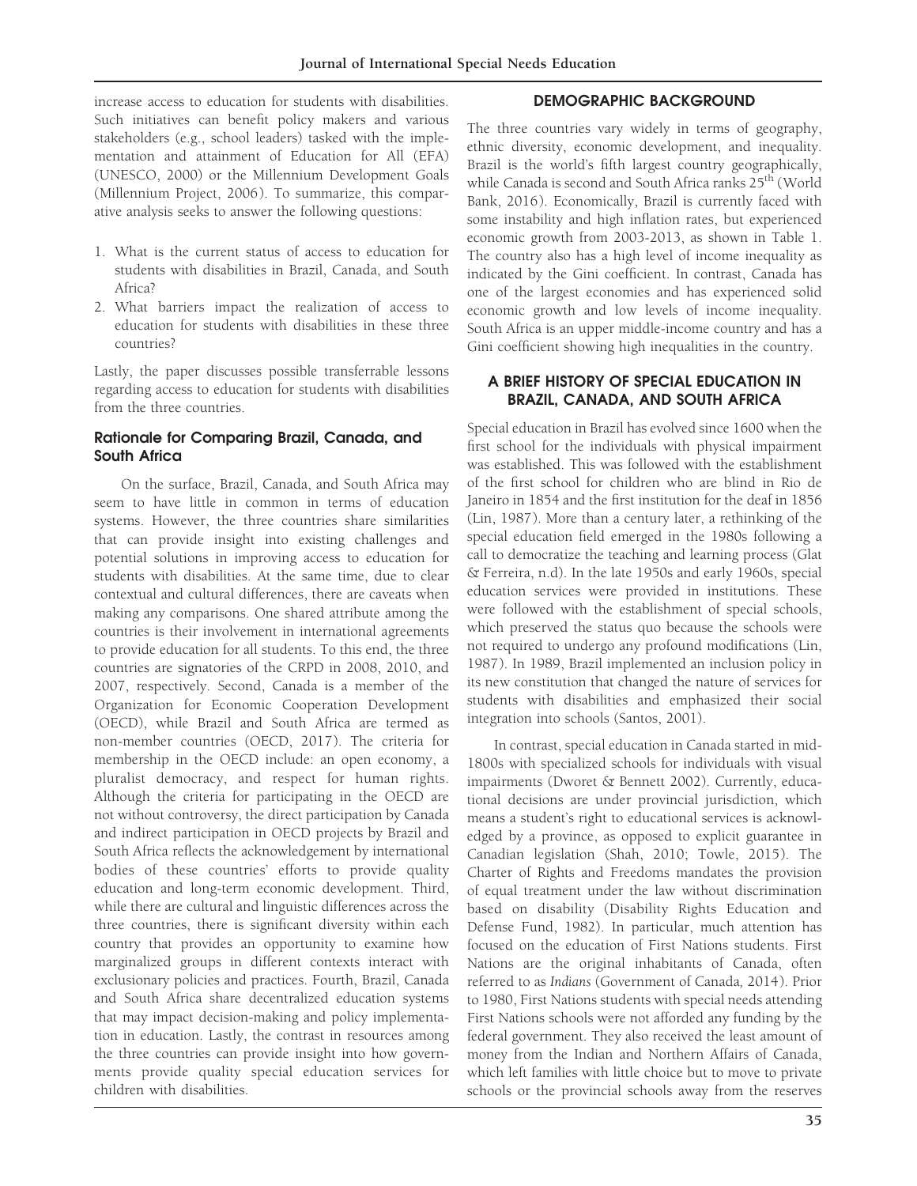increase access to education for students with disabilities. Such initiatives can benefit policy makers and various stakeholders (e.g., school leaders) tasked with the implementation and attainment of Education for All (EFA) (UNESCO, 2000) or the Millennium Development Goals (Millennium Project, 2006). To summarize, this comparative analysis seeks to answer the following questions:

1. What is the current status of access to education for students with disabilities in Brazil, Canada, and South Africa?
2. What barriers impact the realization of access to education for students with disabilities in these three countries?

Lastly, the paper discusses possible transferrable lessons regarding access to education for students with disabilities from the three countries.

### Rationale for Comparing Brazil, Canada, and South Africa

On the surface, Brazil, Canada, and South Africa may seem to have little in common in terms of education systems. However, the three countries share similarities that can provide insight into existing challenges and potential solutions in improving access to education for students with disabilities. At the same time, due to clear contextual and cultural differences, there are caveats when making any comparisons. One shared attribute among the countries is their involvement in international agreements to provide education for all students. To this end, the three countries are signatories of the CRPD in 2008, 2010, and 2007, respectively. Second, Canada is a member of the Organization for Economic Cooperation Development (OECD), while Brazil and South Africa are termed as non-member countries (OECD, 2017). The criteria for membership in the OECD include: an open economy, a pluralist democracy, and respect for human rights. Although the criteria for participating in the OECD are not without controversy, the direct participation by Canada and indirect participation in OECD projects by Brazil and South Africa reflects the acknowledgement by international bodies of these countries' efforts to provide quality education and long-term economic development. Third, while there are cultural and linguistic differences across the three countries, there is significant diversity within each country that provides an opportunity to examine how marginalized groups in different contexts interact with exclusionary policies and practices. Fourth, Brazil, Canada and South Africa share decentralized education systems that may impact decision-making and policy implementation in education. Lastly, the contrast in resources among the three countries can provide insight into how governments provide quality special education services for children with disabilities.

## DEMOGRAPHIC BACKGROUND

The three countries vary widely in terms of geography, ethnic diversity, economic development, and inequality. Brazil is the world's fifth largest country geographically, while Canada is second and South Africa ranks 25th (World Bank, 2016). Economically, Brazil is currently faced with some instability and high inflation rates, but experienced economic growth from 2003-2013, as shown in Table 1. The country also has a high level of income inequality as indicated by the Gini coefficient. In contrast, Canada has one of the largest economies and has experienced solid economic growth and low levels of income inequality. South Africa is an upper middle-income country and has a Gini coefficient showing high inequalities in the country.

## A BRIEF HISTORY OF SPECIAL EDUCATION IN BRAZIL, CANADA, AND SOUTH AFRICA

Special education in Brazil has evolved since 1600 when the first school for the individuals with physical impairment was established. This was followed with the establishment of the first school for children who are blind in Rio de Janeiro in 1854 and the first institution for the deaf in 1856 (Lin, 1987). More than a century later, a rethinking of the special education field emerged in the 1980s following a call to democratize the teaching and learning process (Glat & Ferreira, n.d). In the late 1950s and early 1960s, special education services were provided in institutions. These were followed with the establishment of special schools, which preserved the status quo because the schools were not required to undergo any profound modifications (Lin, 1987). In 1989, Brazil implemented an inclusion policy in its new constitution that changed the nature of services for students with disabilities and emphasized their social integration into schools (Santos, 2001).

In contrast, special education in Canada started in mid-1800s with specialized schools for individuals with visual impairments (Dworet & Bennett 2002). Currently, educational decisions are under provincial jurisdiction, which means a student's right to educational services is acknowledged by a province, as opposed to explicit guarantee in Canadian legislation (Shah, 2010; Towle, 2015). The Charter of Rights and Freedoms mandates the provision of equal treatment under the law without discrimination based on disability (Disability Rights Education and Defense Fund, 1982). In particular, much attention has focused on the education of First Nations students. First Nations are the original inhabitants of Canada, often referred to as *Indians* (Government of Canada, 2014). Prior to 1980, First Nations students with special needs attending First Nations schools were not afforded any funding by the federal government. They also received the least amount of money from the Indian and Northern Affairs of Canada, which left families with little choice but to move to private schools or the provincial schools away from the reserves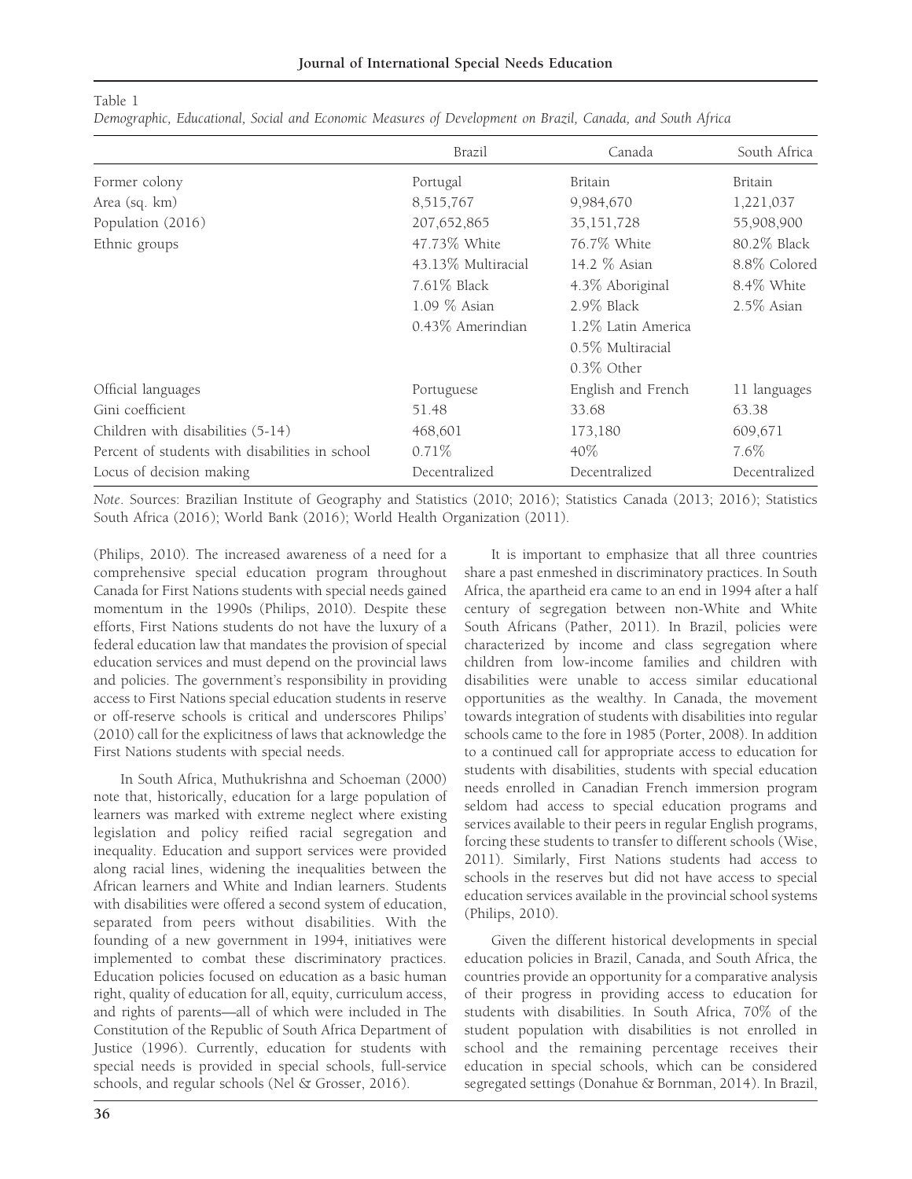Table 1

*Demographic, Educational, Social and Economic Measures of Development on Brazil, Canada, and South Africa*

| | Brazil | Canada | South Africa |
|---|---|---|---|
| Former colony | Portugal | Britain | Britain |
| Area (sq. km) | 8,515,767 | 9,984,670 | 1,221,037 |
| Population (2016) | 207,652,865 | 35,151,728 | 55,908,900 |
| Ethnic groups | 47.73% White | 76.7% White | 80.2% Black |
| | 43.13% Multiracial | 14.2 % Asian | 8.8% Colored |
| | 7.61% Black | 4.3% Aboriginal | 8.4% White |
| | 1.09 % Asian | 2.9% Black | 2.5% Asian |
| | 0.43% Amerindian | 1.2% Latin America | |
| | | 0.5% Multiracial | |
| | | 0.3% Other | |
| Official languages | Portuguese | English and French | 11 languages |
| Gini coefficient | 51.48 | 33.68 | 63.38 |
| Children with disabilities (5-14) | 468,601 | 173,180 | 609,671 |
| Percent of students with disabilities in school | 0.71% | 40% | 7.6% |
| Locus of decision making | Decentralized | Decentralized | Decentralized |

*Note*. Sources: Brazilian Institute of Geography and Statistics (2010; 2016); Statistics Canada (2013; 2016); Statistics South Africa (2016); World Bank (2016); World Health Organization (2011).

(Philips, 2010). The increased awareness of a need for a comprehensive special education program throughout Canada for First Nations students with special needs gained momentum in the 1990s (Philips, 2010). Despite these efforts, First Nations students do not have the luxury of a federal education law that mandates the provision of special education services and must depend on the provincial laws and policies. The government's responsibility in providing access to First Nations special education students in reserve or off-reserve schools is critical and underscores Philips' (2010) call for the explicitness of laws that acknowledge the First Nations students with special needs.

In South Africa, Muthukrishna and Schoeman (2000) note that, historically, education for a large population of learners was marked with extreme neglect where existing legislation and policy reified racial segregation and inequality. Education and support services were provided along racial lines, widening the inequalities between the African learners and White and Indian learners. Students with disabilities were offered a second system of education, separated from peers without disabilities. With the founding of a new government in 1994, initiatives were implemented to combat these discriminatory practices. Education policies focused on education as a basic human right, quality of education for all, equity, curriculum access, and rights of parents—all of which were included in The Constitution of the Republic of South Africa Department of Justice (1996). Currently, education for students with special needs is provided in special schools, full-service schools, and regular schools (Nel & Grosser, 2016).

It is important to emphasize that all three countries share a past enmeshed in discriminatory practices. In South Africa, the apartheid era came to an end in 1994 after a half century of segregation between non-White and White South Africans (Pather, 2011). In Brazil, policies were characterized by income and class segregation where children from low-income families and children with disabilities were unable to access similar educational opportunities as the wealthy. In Canada, the movement towards integration of students with disabilities into regular schools came to the fore in 1985 (Porter, 2008). In addition to a continued call for appropriate access to education for students with disabilities, students with special education needs enrolled in Canadian French immersion program seldom had access to special education programs and services available to their peers in regular English programs, forcing these students to transfer to different schools (Wise, 2011). Similarly, First Nations students had access to schools in the reserves but did not have access to special education services available in the provincial school systems (Philips, 2010).

Given the different historical developments in special education policies in Brazil, Canada, and South Africa, the countries provide an opportunity for a comparative analysis of their progress in providing access to education for students with disabilities. In South Africa, 70% of the student population with disabilities is not enrolled in school and the remaining percentage receives their education in special schools, which can be considered segregated settings (Donahue & Bornman, 2014). In Brazil,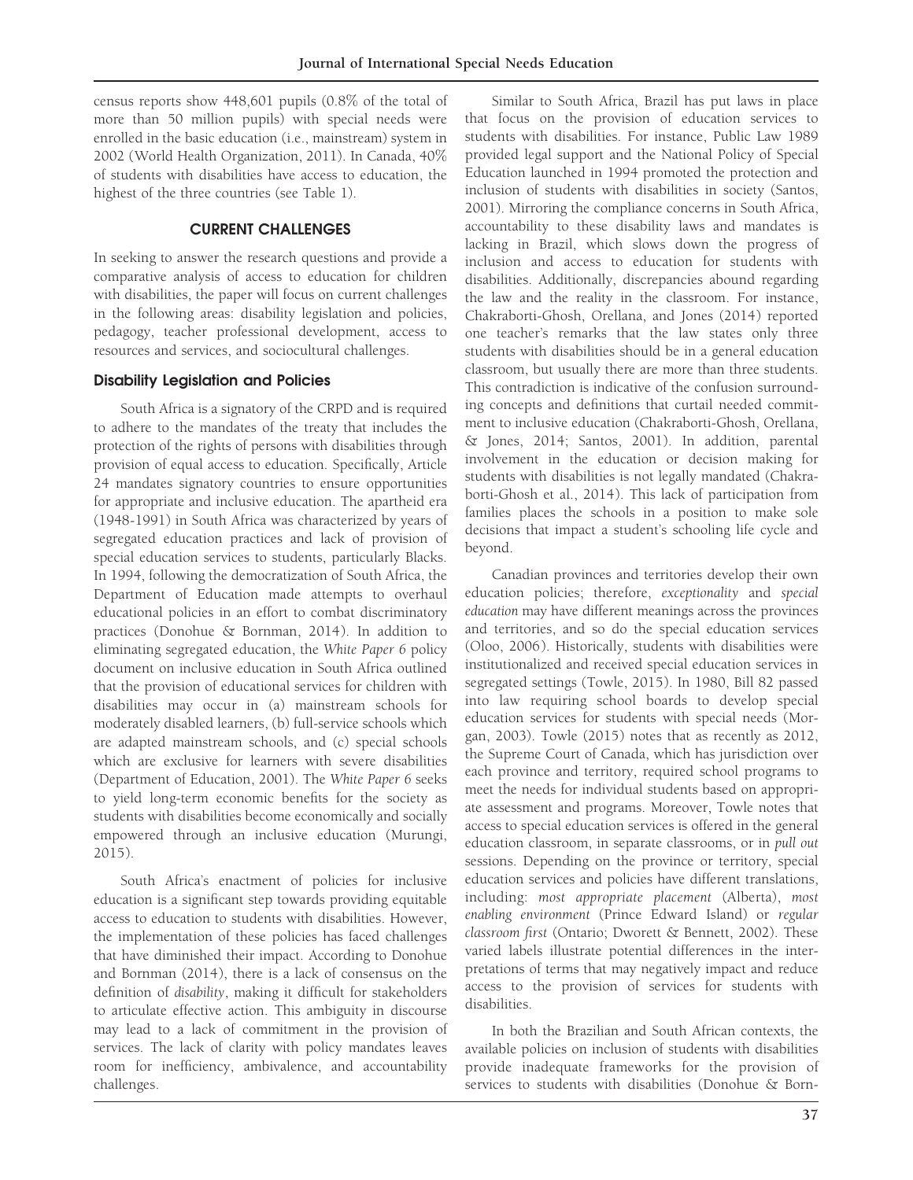census reports show 448,601 pupils (0.8% of the total of more than 50 million pupils) with special needs were enrolled in the basic education (i.e., mainstream) system in 2002 (World Health Organization, 2011). In Canada, 40% of students with disabilities have access to education, the highest of the three countries (see Table 1).

## CURRENT CHALLENGES

In seeking to answer the research questions and provide a comparative analysis of access to education for children with disabilities, the paper will focus on current challenges in the following areas: disability legislation and policies, pedagogy, teacher professional development, access to resources and services, and sociocultural challenges.

### Disability Legislation and Policies

South Africa is a signatory of the CRPD and is required to adhere to the mandates of the treaty that includes the protection of the rights of persons with disabilities through provision of equal access to education. Specifically, Article 24 mandates signatory countries to ensure opportunities for appropriate and inclusive education. The apartheid era (1948-1991) in South Africa was characterized by years of segregated education practices and lack of provision of special education services to students, particularly Blacks. In 1994, following the democratization of South Africa, the Department of Education made attempts to overhaul educational policies in an effort to combat discriminatory practices (Donohue & Bornman, 2014). In addition to eliminating segregated education, the *White Paper 6* policy document on inclusive education in South Africa outlined that the provision of educational services for children with disabilities may occur in (a) mainstream schools for moderately disabled learners, (b) full-service schools which are adapted mainstream schools, and (c) special schools which are exclusive for learners with severe disabilities (Department of Education, 2001). The *White Paper 6* seeks to yield long-term economic benefits for the society as students with disabilities become economically and socially empowered through an inclusive education (Murungi, 2015).

South Africa's enactment of policies for inclusive education is a significant step towards providing equitable access to education to students with disabilities. However, the implementation of these policies has faced challenges that have diminished their impact. According to Donohue and Bornman (2014), there is a lack of consensus on the definition of *disability*, making it difficult for stakeholders to articulate effective action. This ambiguity in discourse may lead to a lack of commitment in the provision of services. The lack of clarity with policy mandates leaves room for inefficiency, ambivalence, and accountability challenges.

Similar to South Africa, Brazil has put laws in place that focus on the provision of education services to students with disabilities. For instance, Public Law 1989 provided legal support and the National Policy of Special Education launched in 1994 promoted the protection and inclusion of students with disabilities in society (Santos, 2001). Mirroring the compliance concerns in South Africa, accountability to these disability laws and mandates is lacking in Brazil, which slows down the progress of inclusion and access to education for students with disabilities. Additionally, discrepancies abound regarding the law and the reality in the classroom. For instance, Chakraborti-Ghosh, Orellana, and Jones (2014) reported one teacher's remarks that the law states only three students with disabilities should be in a general education classroom, but usually there are more than three students. This contradiction is indicative of the confusion surrounding concepts and definitions that curtail needed commitment to inclusive education (Chakraborti-Ghosh, Orellana, & Jones, 2014; Santos, 2001). In addition, parental involvement in the education or decision making for students with disabilities is not legally mandated (Chakraborti-Ghosh et al., 2014). This lack of participation from families places the schools in a position to make sole decisions that impact a student's schooling life cycle and beyond.

Canadian provinces and territories develop their own education policies; therefore, *exceptionality* and *special education* may have different meanings across the provinces and territories, and so do the special education services (Oloo, 2006). Historically, students with disabilities were institutionalized and received special education services in segregated settings (Towle, 2015). In 1980, Bill 82 passed into law requiring school boards to develop special education services for students with special needs (Morgan, 2003). Towle (2015) notes that as recently as 2012, the Supreme Court of Canada, which has jurisdiction over each province and territory, required school programs to meet the needs for individual students based on appropriate assessment and programs. Moreover, Towle notes that access to special education services is offered in the general education classroom, in separate classrooms, or in *pull out* sessions. Depending on the province or territory, special education services and policies have different translations, including: *most appropriate placement* (Alberta), *most enabling environment* (Prince Edward Island) or *regular classroom first* (Ontario; Dworett & Bennett, 2002). These varied labels illustrate potential differences in the interpretations of terms that may negatively impact and reduce access to the provision of services for students with disabilities.

In both the Brazilian and South African contexts, the available policies on inclusion of students with disabilities provide inadequate frameworks for the provision of services to students with disabilities (Donohue & Born-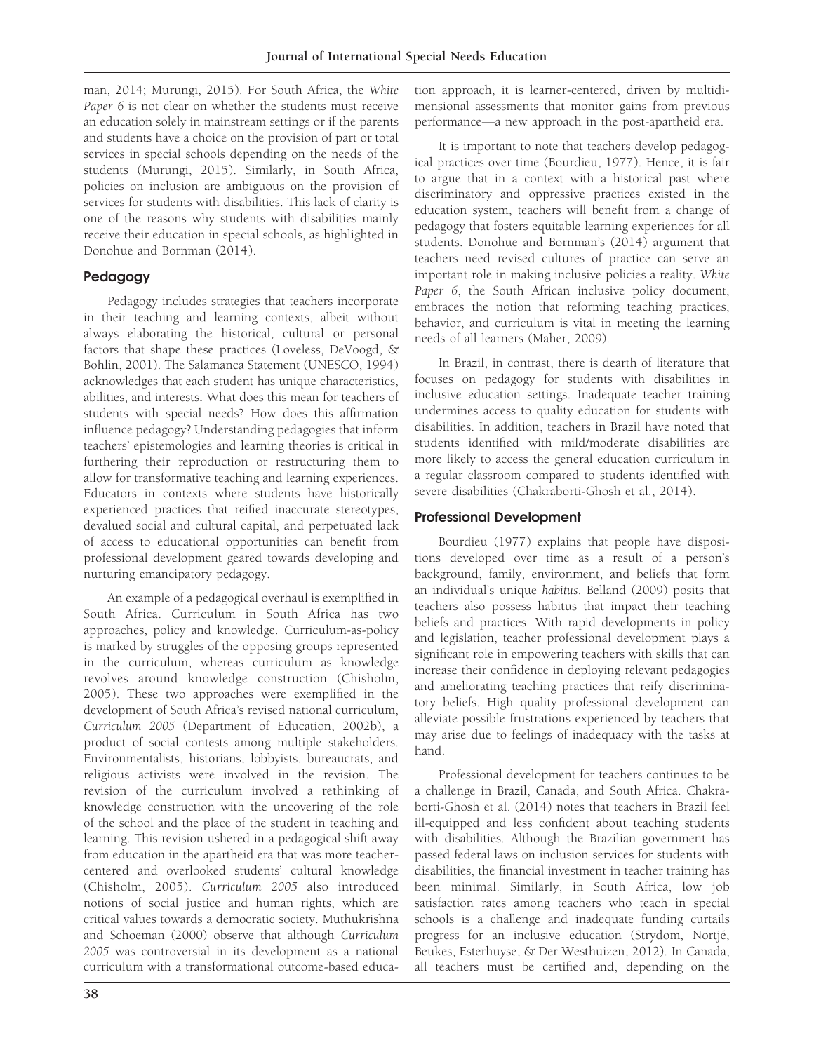man, 2014; Murungi, 2015). For South Africa, the *White Paper 6* is not clear on whether the students must receive an education solely in mainstream settings or if the parents and students have a choice on the provision of part or total services in special schools depending on the needs of the students (Murungi, 2015). Similarly, in South Africa, policies on inclusion are ambiguous on the provision of services for students with disabilities. This lack of clarity is one of the reasons why students with disabilities mainly receive their education in special schools, as highlighted in Donohue and Bornman (2014).

## Pedagogy

Pedagogy includes strategies that teachers incorporate in their teaching and learning contexts, albeit without always elaborating the historical, cultural or personal factors that shape these practices (Loveless, DeVoogd, & Bohlin, 2001). The Salamanca Statement (UNESCO, 1994) acknowledges that each student has unique characteristics, abilities, and interests. What does this mean for teachers of students with special needs? How does this affirmation influence pedagogy? Understanding pedagogies that inform teachers' epistemologies and learning theories is critical in furthering their reproduction or restructuring them to allow for transformative teaching and learning experiences. Educators in contexts where students have historically experienced practices that reified inaccurate stereotypes, devalued social and cultural capital, and perpetuated lack of access to educational opportunities can benefit from professional development geared towards developing and nurturing emancipatory pedagogy.

An example of a pedagogical overhaul is exemplified in South Africa. Curriculum in South Africa has two approaches, policy and knowledge. Curriculum-as-policy is marked by struggles of the opposing groups represented in the curriculum, whereas curriculum as knowledge revolves around knowledge construction (Chisholm, 2005). These two approaches were exemplified in the development of South Africa's revised national curriculum, *Curriculum 2005* (Department of Education, 2002b), a product of social contests among multiple stakeholders. Environmentalists, historians, lobbyists, bureaucrats, and religious activists were involved in the revision. The revision of the curriculum involved a rethinking of knowledge construction with the uncovering of the role of the school and the place of the student in teaching and learning. This revision ushered in a pedagogical shift away from education in the apartheid era that was more teacher-centered and overlooked students' cultural knowledge (Chisholm, 2005). *Curriculum 2005* also introduced notions of social justice and human rights, which are critical values towards a democratic society. Muthukrishna and Schoeman (2000) observe that although *Curriculum 2005* was controversial in its development as a national curriculum with a transformational outcome-based education approach, it is learner-centered, driven by multidimensional assessments that monitor gains from previous performance—a new approach in the post-apartheid era.

It is important to note that teachers develop pedagogical practices over time (Bourdieu, 1977). Hence, it is fair to argue that in a context with a historical past where discriminatory and oppressive practices existed in the education system, teachers will benefit from a change of pedagogy that fosters equitable learning experiences for all students. Donohue and Bornman's (2014) argument that teachers need revised cultures of practice can serve an important role in making inclusive policies a reality. *White Paper 6*, the South African inclusive policy document, embraces the notion that reforming teaching practices, behavior, and curriculum is vital in meeting the learning needs of all learners (Maher, 2009).

In Brazil, in contrast, there is dearth of literature that focuses on pedagogy for students with disabilities in inclusive education settings. Inadequate teacher training undermines access to quality education for students with disabilities. In addition, teachers in Brazil have noted that students identified with mild/moderate disabilities are more likely to access the general education curriculum in a regular classroom compared to students identified with severe disabilities (Chakraborti-Ghosh et al., 2014).

## Professional Development

Bourdieu (1977) explains that people have dispositions developed over time as a result of a person's background, family, environment, and beliefs that form an individual's unique *habitus*. Belland (2009) posits that teachers also possess habitus that impact their teaching beliefs and practices. With rapid developments in policy and legislation, teacher professional development plays a significant role in empowering teachers with skills that can increase their confidence in deploying relevant pedagogies and ameliorating teaching practices that reify discriminatory beliefs. High quality professional development can alleviate possible frustrations experienced by teachers that may arise due to feelings of inadequacy with the tasks at hand.

Professional development for teachers continues to be a challenge in Brazil, Canada, and South Africa. Chakraborti-Ghosh et al. (2014) notes that teachers in Brazil feel ill-equipped and less confident about teaching students with disabilities. Although the Brazilian government has passed federal laws on inclusion services for students with disabilities, the financial investment in teacher training has been minimal. Similarly, in South Africa, low job satisfaction rates among teachers who teach in special schools is a challenge and inadequate funding curtails progress for an inclusive education (Strydom, Nortjé, Beukes, Esterhuyse, & Der Westhuizen, 2012). In Canada, all teachers must be certified and, depending on the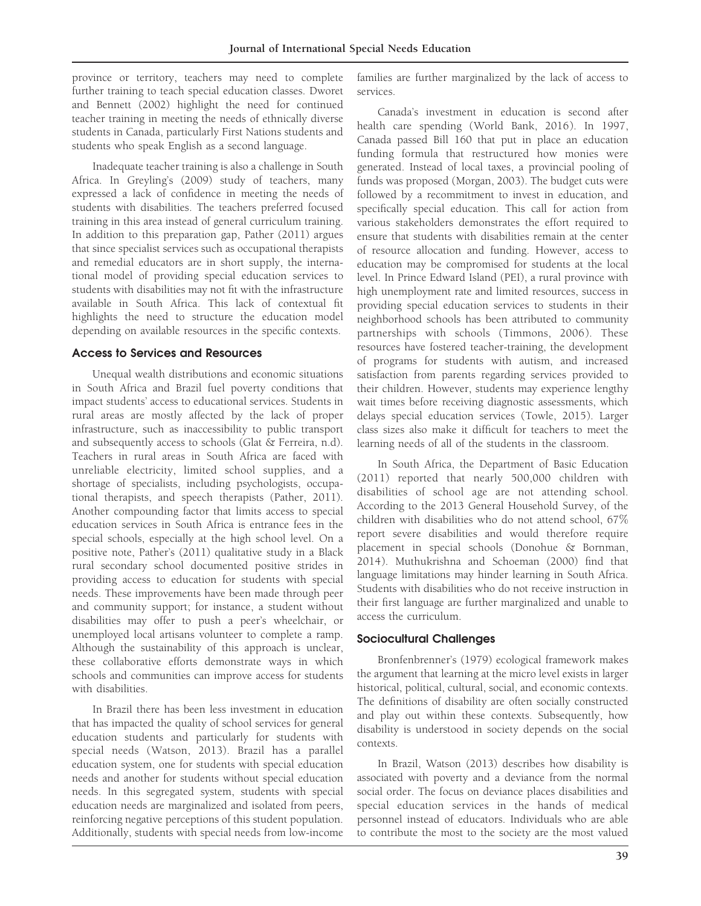province or territory, teachers may need to complete further training to teach special education classes. Dworet and Bennett (2002) highlight the need for continued teacher training in meeting the needs of ethnically diverse students in Canada, particularly First Nations students and students who speak English as a second language.

Inadequate teacher training is also a challenge in South Africa. In Greyling's (2009) study of teachers, many expressed a lack of confidence in meeting the needs of students with disabilities. The teachers preferred focused training in this area instead of general curriculum training. In addition to this preparation gap, Pather (2011) argues that since specialist services such as occupational therapists and remedial educators are in short supply, the international model of providing special education services to students with disabilities may not fit with the infrastructure available in South Africa. This lack of contextual fit highlights the need to structure the education model depending on available resources in the specific contexts.

### Access to Services and Resources

Unequal wealth distributions and economic situations in South Africa and Brazil fuel poverty conditions that impact students' access to educational services. Students in rural areas are mostly affected by the lack of proper infrastructure, such as inaccessibility to public transport and subsequently access to schools (Glat & Ferreira, n.d). Teachers in rural areas in South Africa are faced with unreliable electricity, limited school supplies, and a shortage of specialists, including psychologists, occupational therapists, and speech therapists (Pather, 2011). Another compounding factor that limits access to special education services in South Africa is entrance fees in the special schools, especially at the high school level. On a positive note, Pather's (2011) qualitative study in a Black rural secondary school documented positive strides in providing access to education for students with special needs. These improvements have been made through peer and community support; for instance, a student without disabilities may offer to push a peer's wheelchair, or unemployed local artisans volunteer to complete a ramp. Although the sustainability of this approach is unclear, these collaborative efforts demonstrate ways in which schools and communities can improve access for students with disabilities.

In Brazil there has been less investment in education that has impacted the quality of school services for general education students and particularly for students with special needs (Watson, 2013). Brazil has a parallel education system, one for students with special education needs and another for students without special education needs. In this segregated system, students with special education needs are marginalized and isolated from peers, reinforcing negative perceptions of this student population. Additionally, students with special needs from low-income families are further marginalized by the lack of access to services.

Canada's investment in education is second after health care spending (World Bank, 2016). In 1997, Canada passed Bill 160 that put in place an education funding formula that restructured how monies were generated. Instead of local taxes, a provincial pooling of funds was proposed (Morgan, 2003). The budget cuts were followed by a recommitment to invest in education, and specifically special education. This call for action from various stakeholders demonstrates the effort required to ensure that students with disabilities remain at the center of resource allocation and funding. However, access to education may be compromised for students at the local level. In Prince Edward Island (PEI), a rural province with high unemployment rate and limited resources, success in providing special education services to students in their neighborhood schools has been attributed to community partnerships with schools (Timmons, 2006). These resources have fostered teacher-training, the development of programs for students with autism, and increased satisfaction from parents regarding services provided to their children. However, students may experience lengthy wait times before receiving diagnostic assessments, which delays special education services (Towle, 2015). Larger class sizes also make it difficult for teachers to meet the learning needs of all of the students in the classroom.

In South Africa, the Department of Basic Education (2011) reported that nearly 500,000 children with disabilities of school age are not attending school. According to the 2013 General Household Survey, of the children with disabilities who do not attend school, 67% report severe disabilities and would therefore require placement in special schools (Donohue & Bornman, 2014). Muthukrishna and Schoeman (2000) find that language limitations may hinder learning in South Africa. Students with disabilities who do not receive instruction in their first language are further marginalized and unable to access the curriculum.

### Sociocultural Challenges

Bronfenbrenner's (1979) ecological framework makes the argument that learning at the micro level exists in larger historical, political, cultural, social, and economic contexts. The definitions of disability are often socially constructed and play out within these contexts. Subsequently, how disability is understood in society depends on the social contexts.

In Brazil, Watson (2013) describes how disability is associated with poverty and a deviance from the normal social order. The focus on deviance places disabilities and special education services in the hands of medical personnel instead of educators. Individuals who are able to contribute the most to the society are the most valued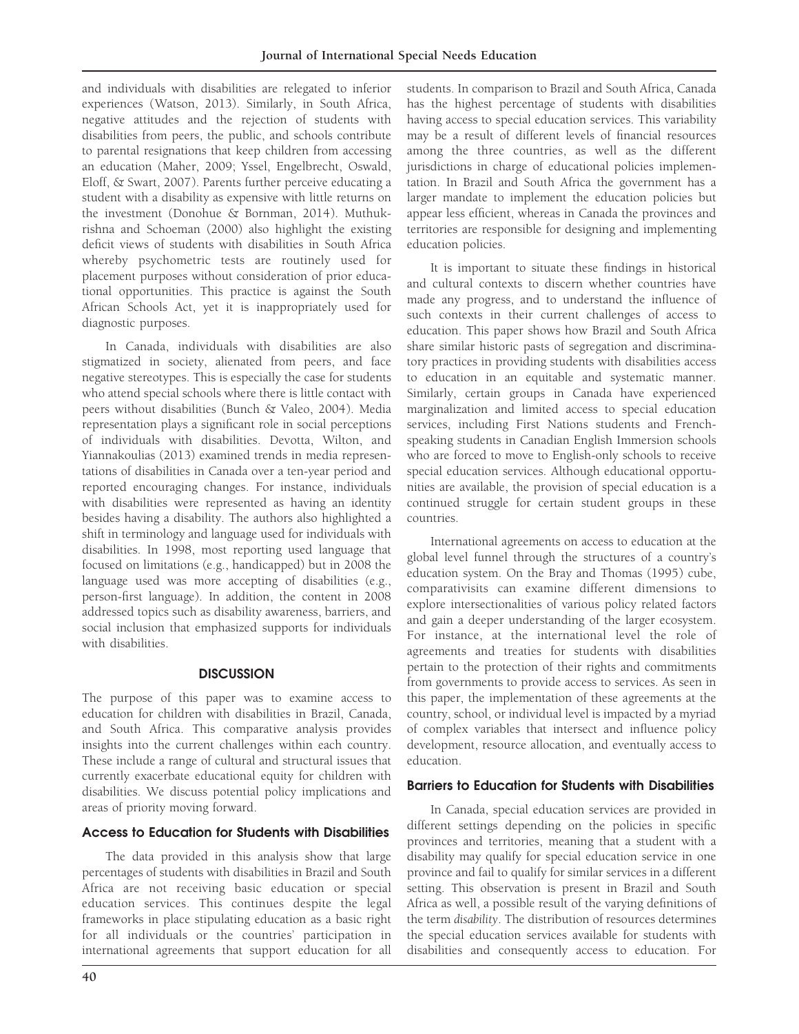and individuals with disabilities are relegated to inferior experiences (Watson, 2013). Similarly, in South Africa, negative attitudes and the rejection of students with disabilities from peers, the public, and schools contribute to parental resignations that keep children from accessing an education (Maher, 2009; Yssel, Engelbrecht, Oswald, Eloff, & Swart, 2007). Parents further perceive educating a student with a disability as expensive with little returns on the investment (Donohue & Bornman, 2014). Muthukrishna and Schoeman (2000) also highlight the existing deficit views of students with disabilities in South Africa whereby psychometric tests are routinely used for placement purposes without consideration of prior educational opportunities. This practice is against the South African Schools Act, yet it is inappropriately used for diagnostic purposes.

In Canada, individuals with disabilities are also stigmatized in society, alienated from peers, and face negative stereotypes. This is especially the case for students who attend special schools where there is little contact with peers without disabilities (Bunch & Valeo, 2004). Media representation plays a significant role in social perceptions of individuals with disabilities. Devotta, Wilton, and Yiannakoulias (2013) examined trends in media representations of disabilities in Canada over a ten-year period and reported encouraging changes. For instance, individuals with disabilities were represented as having an identity besides having a disability. The authors also highlighted a shift in terminology and language used for individuals with disabilities. In 1998, most reporting used language that focused on limitations (e.g., handicapped) but in 2008 the language used was more accepting of disabilities (e.g., person-first language). In addition, the content in 2008 addressed topics such as disability awareness, barriers, and social inclusion that emphasized supports for individuals with disabilities.

## DISCUSSION

The purpose of this paper was to examine access to education for children with disabilities in Brazil, Canada, and South Africa. This comparative analysis provides insights into the current challenges within each country. These include a range of cultural and structural issues that currently exacerbate educational equity for children with disabilities. We discuss potential policy implications and areas of priority moving forward.

### Access to Education for Students with Disabilities

The data provided in this analysis show that large percentages of students with disabilities in Brazil and South Africa are not receiving basic education or special education services. This continues despite the legal frameworks in place stipulating education as a basic right for all individuals or the countries' participation in international agreements that support education for all students. In comparison to Brazil and South Africa, Canada has the highest percentage of students with disabilities having access to special education services. This variability may be a result of different levels of financial resources among the three countries, as well as the different jurisdictions in charge of educational policies implementation. In Brazil and South Africa the government has a larger mandate to implement the education policies but appear less efficient, whereas in Canada the provinces and territories are responsible for designing and implementing education policies.

It is important to situate these findings in historical and cultural contexts to discern whether countries have made any progress, and to understand the influence of such contexts in their current challenges of access to education. This paper shows how Brazil and South Africa share similar historic pasts of segregation and discriminatory practices in providing students with disabilities access to education in an equitable and systematic manner. Similarly, certain groups in Canada have experienced marginalization and limited access to special education services, including First Nations students and French-speaking students in Canadian English Immersion schools who are forced to move to English-only schools to receive special education services. Although educational opportunities are available, the provision of special education is a continued struggle for certain student groups in these countries.

International agreements on access to education at the global level funnel through the structures of a country's education system. On the Bray and Thomas (1995) cube, comparativists can examine different dimensions to explore intersectionalities of various policy related factors and gain a deeper understanding of the larger ecosystem. For instance, at the international level the role of agreements and treaties for students with disabilities pertain to the protection of their rights and commitments from governments to provide access to services. As seen in this paper, the implementation of these agreements at the country, school, or individual level is impacted by a myriad of complex variables that intersect and influence policy development, resource allocation, and eventually access to education.

### Barriers to Education for Students with Disabilities

In Canada, special education services are provided in different settings depending on the policies in specific provinces and territories, meaning that a student with a disability may qualify for special education service in one province and fail to qualify for similar services in a different setting. This observation is present in Brazil and South Africa as well, a possible result of the varying definitions of the term *disability*. The distribution of resources determines the special education services available for students with disabilities and consequently access to education. For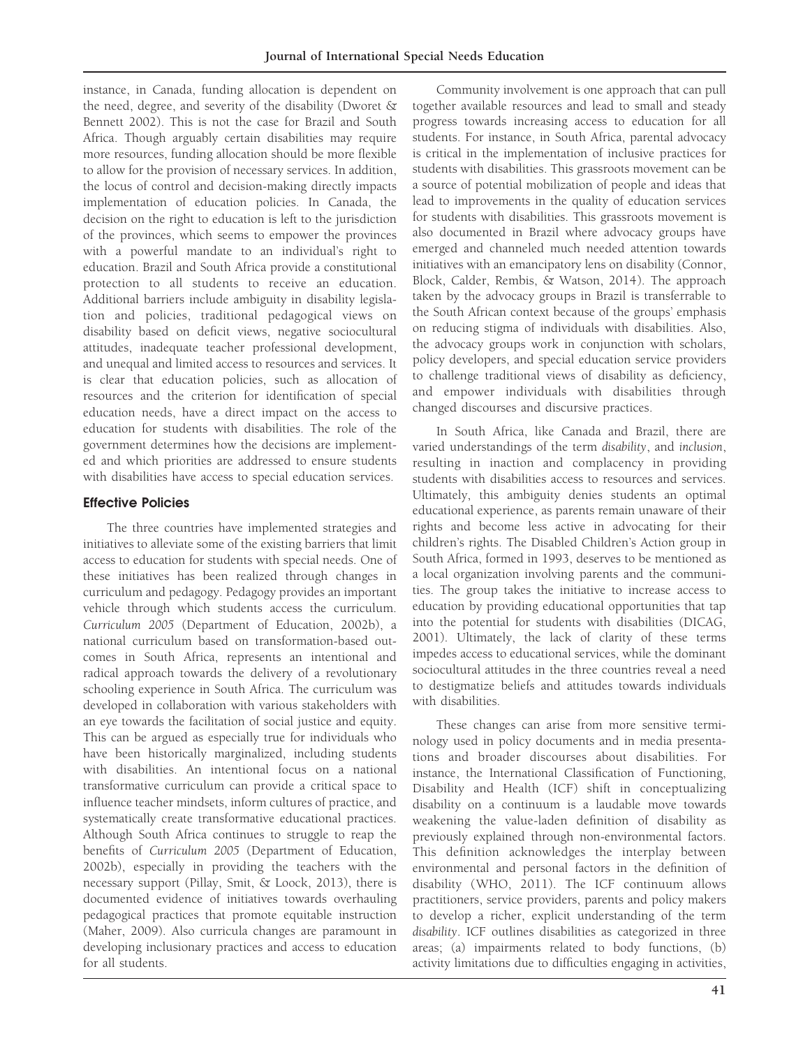instance, in Canada, funding allocation is dependent on the need, degree, and severity of the disability (Dworet & Bennett 2002). This is not the case for Brazil and South Africa. Though arguably certain disabilities may require more resources, funding allocation should be more flexible to allow for the provision of necessary services. In addition, the locus of control and decision-making directly impacts implementation of education policies. In Canada, the decision on the right to education is left to the jurisdiction of the provinces, which seems to empower the provinces with a powerful mandate to an individual's right to education. Brazil and South Africa provide a constitutional protection to all students to receive an education. Additional barriers include ambiguity in disability legislation and policies, traditional pedagogical views on disability based on deficit views, negative sociocultural attitudes, inadequate teacher professional development, and unequal and limited access to resources and services. It is clear that education policies, such as allocation of resources and the criterion for identification of special education needs, have a direct impact on the access to education for students with disabilities. The role of the government determines how the decisions are implemented and which priorities are addressed to ensure students with disabilities have access to special education services.

## Effective Policies

The three countries have implemented strategies and initiatives to alleviate some of the existing barriers that limit access to education for students with special needs. One of these initiatives has been realized through changes in curriculum and pedagogy. Pedagogy provides an important vehicle through which students access the curriculum. *Curriculum 2005* (Department of Education, 2002b), a national curriculum based on transformation-based outcomes in South Africa, represents an intentional and radical approach towards the delivery of a revolutionary schooling experience in South Africa. The curriculum was developed in collaboration with various stakeholders with an eye towards the facilitation of social justice and equity. This can be argued as especially true for individuals who have been historically marginalized, including students with disabilities. An intentional focus on a national transformative curriculum can provide a critical space to influence teacher mindsets, inform cultures of practice, and systematically create transformative educational practices. Although South Africa continues to struggle to reap the benefits of *Curriculum 2005* (Department of Education, 2002b), especially in providing the teachers with the necessary support (Pillay, Smit, & Loock, 2013), there is documented evidence of initiatives towards overhauling pedagogical practices that promote equitable instruction (Maher, 2009). Also curricula changes are paramount in developing inclusionary practices and access to education for all students.

Community involvement is one approach that can pull together available resources and lead to small and steady progress towards increasing access to education for all students. For instance, in South Africa, parental advocacy is critical in the implementation of inclusive practices for students with disabilities. This grassroots movement can be a source of potential mobilization of people and ideas that lead to improvements in the quality of education services for students with disabilities. This grassroots movement is also documented in Brazil where advocacy groups have emerged and channeled much needed attention towards initiatives with an emancipatory lens on disability (Connor, Block, Calder, Rembis, & Watson, 2014). The approach taken by the advocacy groups in Brazil is transferrable to the South African context because of the groups' emphasis on reducing stigma of individuals with disabilities. Also, the advocacy groups work in conjunction with scholars, policy developers, and special education service providers to challenge traditional views of disability as deficiency, and empower individuals with disabilities through changed discourses and discursive practices.

In South Africa, like Canada and Brazil, there are varied understandings of the term *disability*, and *inclusion*, resulting in inaction and complacency in providing students with disabilities access to resources and services. Ultimately, this ambiguity denies students an optimal educational experience, as parents remain unaware of their rights and become less active in advocating for their children's rights. The Disabled Children's Action group in South Africa, formed in 1993, deserves to be mentioned as a local organization involving parents and the communities. The group takes the initiative to increase access to education by providing educational opportunities that tap into the potential for students with disabilities (DICAG, 2001). Ultimately, the lack of clarity of these terms impedes access to educational services, while the dominant sociocultural attitudes in the three countries reveal a need to destigmatize beliefs and attitudes towards individuals with disabilities.

These changes can arise from more sensitive terminology used in policy documents and in media presentations and broader discourses about disabilities. For instance, the International Classification of Functioning, Disability and Health (ICF) shift in conceptualizing disability on a continuum is a laudable move towards weakening the value-laden definition of disability as previously explained through non-environmental factors. This definition acknowledges the interplay between environmental and personal factors in the definition of disability (WHO, 2011). The ICF continuum allows practitioners, service providers, parents and policy makers to develop a richer, explicit understanding of the term *disability*. ICF outlines disabilities as categorized in three areas; (a) impairments related to body functions, (b) activity limitations due to difficulties engaging in activities,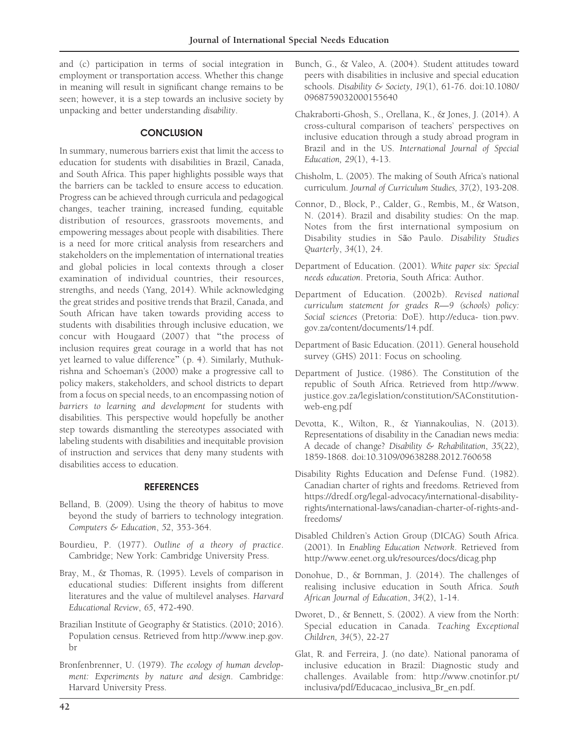and (c) participation in terms of social integration in employment or transportation access. Whether this change in meaning will result in significant change remains to be seen; however, it is a step towards an inclusive society by unpacking and better understanding *disability*.

## CONCLUSION

In summary, numerous barriers exist that limit the access to education for students with disabilities in Brazil, Canada, and South Africa. This paper highlights possible ways that the barriers can be tackled to ensure access to education. Progress can be achieved through curricula and pedagogical changes, teacher training, increased funding, equitable distribution of resources, grassroots movements, and empowering messages about people with disabilities. There is a need for more critical analysis from researchers and stakeholders on the implementation of international treaties and global policies in local contexts through a closer examination of individual countries, their resources, strengths, and needs (Yang, 2014). While acknowledging the great strides and positive trends that Brazil, Canada, and South African have taken towards providing access to students with disabilities through inclusive education, we concur with Hougaard (2007) that "the process of inclusion requires great courage in a world that has not yet learned to value difference" (p. 4). Similarly, Muthukrishna and Schoeman's (2000) make a progressive call to policy makers, stakeholders, and school districts to depart from a focus on special needs, to an encompassing notion of *barriers to learning and development* for students with disabilities. This perspective would hopefully be another step towards dismantling the stereotypes associated with labeling students with disabilities and inequitable provision of instruction and services that deny many students with disabilities access to education.

## REFERENCES

Belland, B. (2009). Using the theory of habitus to move beyond the study of barriers to technology integration. *Computers & Education*, *52*, 353-364.

Bourdieu, P. (1977). *Outline of a theory of practice*. Cambridge; New York: Cambridge University Press.

Bray, M., & Thomas, R. (1995). Levels of comparison in educational studies: Different insights from different literatures and the value of multilevel analyses. *Harvard Educational Review*, *65*, 472-490.

Brazilian Institute of Geography & Statistics. (2010; 2016). Population census. Retrieved from http://www.inep.gov.br

Bronfenbrenner, U. (1979). *The ecology of human development: Experiments by nature and design*. Cambridge: Harvard University Press.

Bunch, G., & Valeo, A. (2004). Student attitudes toward peers with disabilities in inclusive and special education schools. *Disability & Society, 19*(1), 61-76. doi:10.1080/0968759032000155640

Chakraborti-Ghosh, S., Orellana, K., & Jones, J. (2014). A cross-cultural comparison of teachers' perspectives on inclusive education through a study abroad program in Brazil and in the US. *International Journal of Special Education, 29*(1), 4-13.

Chisholm, L. (2005). The making of South Africa's national curriculum. *Journal of Curriculum Studies, 37*(2), 193-208.

Connor, D., Block, P., Calder, G., Rembis, M., & Watson, N. (2014). Brazil and disability studies: On the map. Notes from the first international symposium on Disability studies in São Paulo. *Disability Studies Quarterly*, *34*(1), 24.

Department of Education. (2001). *White paper six: Special needs education*. Pretoria, South Africa: Author.

Department of Education. (2002b). *Revised national curriculum statement for grades R—9 (schools) policy: Social sciences* (Pretoria: DoE). http://educa- tion.pwv.gov.za/content/documents/14.pdf.

Department of Basic Education. (2011). General household survey (GHS) 2011: Focus on schooling.

Department of Justice. (1986). The Constitution of the republic of South Africa. Retrieved from http://www.justice.gov.za/legislation/constitution/SAConstitution-web-eng.pdf

Devotta, K., Wilton, R., & Yiannakoulias, N. (2013). Representations of disability in the Canadian news media: A decade of change? *Disability & Rehabilitation*, *35*(22), 1859-1868. doi:10.3109/09638288.2012.760658

Disability Rights Education and Defense Fund. (1982). Canadian charter of rights and freedoms. Retrieved from https://dredf.org/legal-advocacy/international-disability-rights/international-laws/canadian-charter-of-rights-and-freedoms/

Disabled Children's Action Group (DICAG) South Africa. (2001). In *Enabling Education Network*. Retrieved from http://www.eenet.org.uk/resources/docs/dicag.php

Donohue, D., & Bornman, J. (2014). The challenges of realising inclusive education in South Africa. *South African Journal of Education*, *34*(2), 1-14.

Dworet, D., & Bennett, S. (2002). A view from the North: Special education in Canada. *Teaching Exceptional Children, 34*(5), 22-27

Glat, R. and Ferreira, J. (no date). National panorama of inclusive education in Brazil: Diagnostic study and challenges. Available from: http://www.cnotinfor.pt/inclusiva/pdf/Educacao_inclusiva_Br_en.pdf.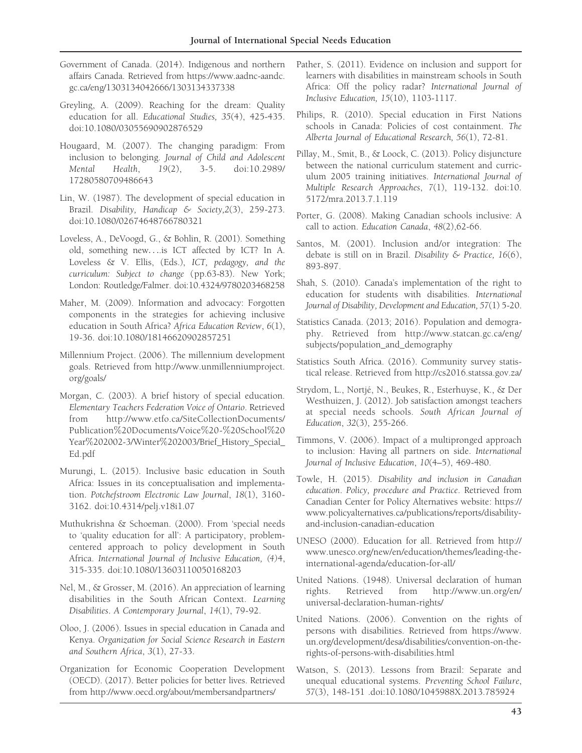Government of Canada. (2014). Indigenous and northern affairs Canada. Retrieved from https://www.aadnc-aandc.gc.ca/eng/1303134042666/1303134337338

Greyling, A. (2009). Reaching for the dream: Quality education for all. *Educational Studies, 35*(4), 425-435. doi:10.1080/03055690902876529

Hougaard, M. (2007). The changing paradigm: From inclusion to belonging. *Journal of Child and Adolescent Mental Health*, *19*(2), 3-5. doi:10.2989/17280580709486643

Lin, W. (1987). The development of special education in Brazil. *Disability, Handicap & Society,2*(3), 259-273. doi:10.1080/02674648766780321

Loveless, A., DeVoogd, G., & Bohlin, R. (2001). Something old, something new….is ICT affected by ICT? In A. Loveless & V. Ellis, (Eds.), *ICT, pedagogy, and the curriculum: Subject to change* (pp.63-83). New York; London: Routledge/Falmer. doi:10.4324/9780203468258

Maher, M. (2009). Information and advocacy: Forgotten components in the strategies for achieving inclusive education in South Africa? *Africa Education Review*, *6*(1), 19-36. doi:10.1080/18146620902857251

Millennium Project. (2006). The millennium development goals. Retrieved from http://www.unmillenniumproject.org/goals/

Morgan, C. (2003). A brief history of special education. *Elementary Teachers Federation Voice of Ontario*. Retrieved from http://www.etfo.ca/SiteCollectionDocuments/Publication%20Documents/Voice%20-%20School%20Year%202002-3/Winter%202003/Brief_History_Special_Ed.pdf

Murungi, L. (2015). Inclusive basic education in South Africa: Issues in its conceptualisation and implementation. *Potchefstroom Electronic Law Journal*, *18*(1), 3160-3162. doi:10.4314/pelj.v18i1.07

Muthukrishna & Schoeman. (2000). From 'special needs to 'quality education for all': A participatory, problem-centered approach to policy development in South Africa. *International Journal of Inclusive Education, (4)*4, 315-335. doi:10.1080/13603110050168203

Nel, M., & Grosser, M. (2016). An appreciation of learning disabilities in the South African Context. *Learning Disabilities*. *A Contemporary Journal*, *14*(1), 79-92.

Oloo, J. (2006). Issues in special education in Canada and Kenya. *Organization for Social Science Research in Eastern and Southern Africa*, *3*(1), 27-33.

Organization for Economic Cooperation Development (OECD). (2017). Better policies for better lives. Retrieved from http://www.oecd.org/about/membersandpartners/

Pather, S. (2011). Evidence on inclusion and support for learners with disabilities in mainstream schools in South Africa: Off the policy radar? *International Journal of Inclusive Education, 15*(10), 1103-1117.

Philips, R. (2010). Special education in First Nations schools in Canada: Policies of cost containment. *The Alberta Journal of Educational Research*, *56*(1), 72-81.

Pillay, M., Smit, B., & Loock, C. (2013). Policy disjuncture between the national curriculum statement and curriculum 2005 training initiatives. *International Journal of Multiple Research Approaches*, *7*(1), 119-132. doi:10.5172/mra.2013.7.1.119

Porter, G. (2008). Making Canadian schools inclusive: A call to action. *Education Canada*, *48*(2),62-66.

Santos, M. (2001). Inclusion and/or integration: The debate is still on in Brazil. *Disability & Practice, 16*(6), 893-897.

Shah, S. (2010). Canada's implementation of the right to education for students with disabilities. *International Journal of Disability, Development and Education, 57*(1) 5-20.

Statistics Canada. (2013; 2016). Population and demography. Retrieved from http://www.statcan.gc.ca/eng/subjects/population_and_demography

Statistics South Africa. (2016). Community survey statistical release. Retrieved from http://cs2016.statssa.gov.za/

Strydom, L., Nortjé, N., Beukes, R., Esterhuyse, K., & Der Westhuizen, J. (2012). Job satisfaction amongst teachers at special needs schools. *South African Journal of Education*, *32*(3), 255-266.

Timmons, V. (2006). Impact of a multipronged approach to inclusion: Having all partners on side. *International Journal of Inclusive Education*, *10*(4–5), 469-480.

Towle, H. (2015). *Disability and inclusion in Canadian education*. *Policy, procedure and Practice*. Retrieved from Canadian Center for Policy Alternatives website: https://www.policyalternatives.ca/publications/reports/disability-and-inclusion-canadian-education

UNESO (2000). Education for all. Retrieved from http://www.unesco.org/new/en/education/themes/leading-the-international-agenda/education-for-all/

United Nations. (1948). Universal declaration of human rights. Retrieved from http://www.un.org/en/universal-declaration-human-rights/

United Nations. (2006). Convention on the rights of persons with disabilities. Retrieved from https://www.un.org/development/desa/disabilities/convention-on-the-rights-of-persons-with-disabilities.html

Watson, S. (2013). Lessons from Brazil: Separate and unequal educational systems. *Preventing School Failure*, *57*(3), 148-151 .doi:10.1080/1045988X.2013.785924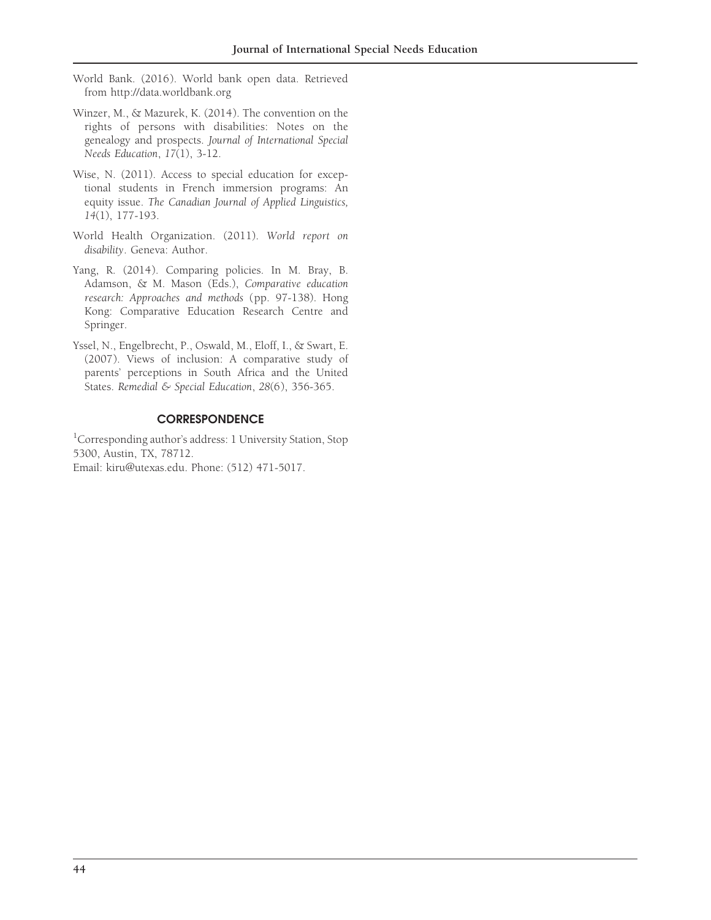World Bank. (2016). World bank open data. Retrieved from http://data.worldbank.org

Winzer, M., & Mazurek, K. (2014). The convention on the rights of persons with disabilities: Notes on the genealogy and prospects. *Journal of International Special Needs Education*, *17*(1), 3-12.

Wise, N. (2011). Access to special education for exceptional students in French immersion programs: An equity issue. *The Canadian Journal of Applied Linguistics, 14*(1), 177-193.

World Health Organization. (2011). *World report on disability*. Geneva: Author.

Yang, R. (2014). Comparing policies. In M. Bray, B. Adamson, & M. Mason (Eds.), *Comparative education research: Approaches and methods* (pp. 97-138). Hong Kong: Comparative Education Research Centre and Springer.

Yssel, N., Engelbrecht, P., Oswald, M., Eloff, I., & Swart, E. (2007). Views of inclusion: A comparative study of parents' perceptions in South Africa and the United States. *Remedial & Special Education*, *28*(6), 356-365.

## CORRESPONDENCE

[1]Corresponding author's address: 1 University Station, Stop 5300, Austin, TX, 78712.
Email: kiru@utexas.edu. Phone: (512) 471-5017.